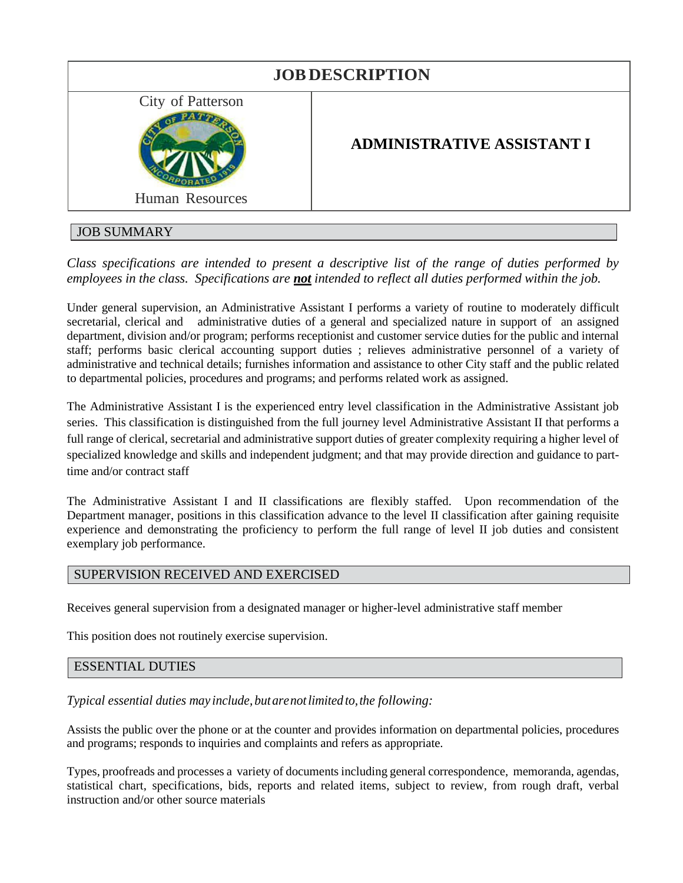# JOB DESCRIPTION

City of Patterson

Human Resources

## ADMINISTRATIVE ASSISTANT I

## JOB SUMMARY

*Class specifications are intended to present a descriptive list of the range of duties performed by employees in the class. Specifications are **not** intended to reflect all duties performed within the job.*

Under general supervision, an Administrative Assistant I performs a variety of routine to moderately difficult secretarial, clerical and administrative duties of a general and specialized nature in support of an assigned department, division and/or program; performs receptionist and customer service duties for the public and internal staff; performs basic clerical accounting support duties ; relieves administrative personnel of a variety of administrative and technical details; furnishes information and assistance to other City staff and the public related to departmental policies, procedures and programs; and performs related work as assigned.

The Administrative Assistant I is the experienced entry level classification in the Administrative Assistant job series. This classification is distinguished from the full journey level Administrative Assistant II that performs a full range of clerical, secretarial and administrative support duties of greater complexity requiring a higher level of specialized knowledge and skills and independent judgment; and that may provide direction and guidance to part-time and/or contract staff

The Administrative Assistant I and II classifications are flexibly staffed. Upon recommendation of the Department manager, positions in this classification advance to the level II classification after gaining requisite experience and demonstrating the proficiency to perform the full range of level II job duties and consistent exemplary job performance.

## SUPERVISION RECEIVED AND EXERCISED

Receives general supervision from a designated manager or higher-level administrative staff member

This position does not routinely exercise supervision.

## ESSENTIAL DUTIES

*Typical essential duties may include, but are not limited to, the following:*

Assists the public over the phone or at the counter and provides information on departmental policies, procedures and programs; responds to inquiries and complaints and refers as appropriate.

Types, proofreads and processes a variety of documents including general correspondence, memoranda, agendas, statistical chart, specifications, bids, reports and related items, subject to review, from rough draft, verbal instruction and/or other source materials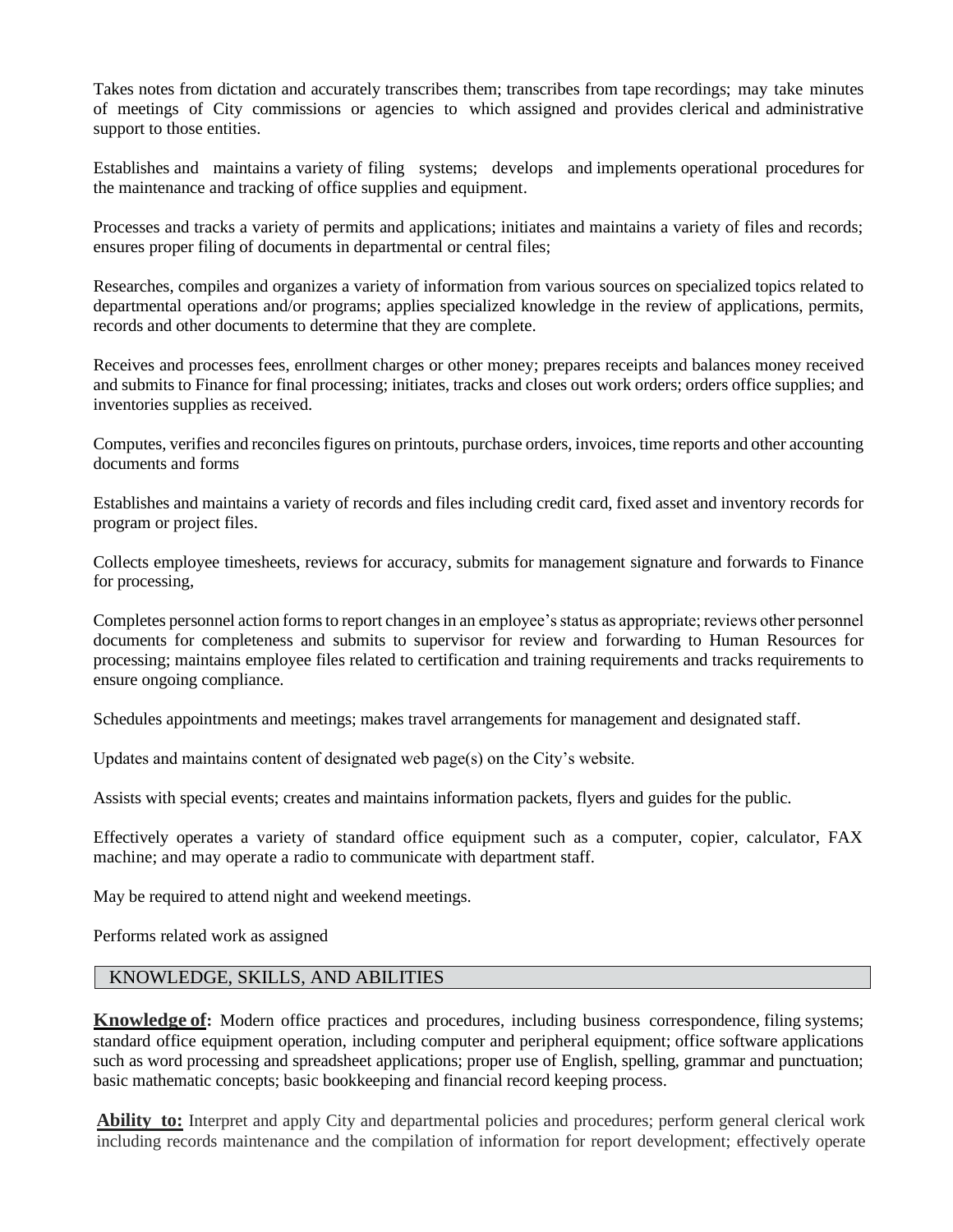Takes notes from dictation and accurately transcribes them; transcribes from tape recordings; may take minutes of meetings of City commissions or agencies to which assigned and provides clerical and administrative support to those entities.

Establishes and maintains a variety of filing systems; develops and implements operational procedures for the maintenance and tracking of office supplies and equipment.

Processes and tracks a variety of permits and applications; initiates and maintains a variety of files and records; ensures proper filing of documents in departmental or central files;

Researches, compiles and organizes a variety of information from various sources on specialized topics related to departmental operations and/or programs; applies specialized knowledge in the review of applications, permits, records and other documents to determine that they are complete.

Receives and processes fees, enrollment charges or other money; prepares receipts and balances money received and submits to Finance for final processing; initiates, tracks and closes out work orders; orders office supplies; and inventories supplies as received.

Computes, verifies and reconciles figures on printouts, purchase orders, invoices, time reports and other accounting documents and forms

Establishes and maintains a variety of records and files including credit card, fixed asset and inventory records for program or project files.

Collects employee timesheets, reviews for accuracy, submits for management signature and forwards to Finance for processing,

Completes personnel action forms to report changes in an employee's status as appropriate; reviews other personnel documents for completeness and submits to supervisor for review and forwarding to Human Resources for processing; maintains employee files related to certification and training requirements and tracks requirements to ensure ongoing compliance.

Schedules appointments and meetings; makes travel arrangements for management and designated staff.

Updates and maintains content of designated web page(s) on the City's website.

Assists with special events; creates and maintains information packets, flyers and guides for the public.

Effectively operates a variety of standard office equipment such as a computer, copier, calculator, FAX machine; and may operate a radio to communicate with department staff.

May be required to attend night and weekend meetings.

Performs related work as assigned

## KNOWLEDGE, SKILLS, AND ABILITIES

**Knowledge of:** Modern office practices and procedures, including business correspondence, filing systems; standard office equipment operation, including computer and peripheral equipment; office software applications such as word processing and spreadsheet applications; proper use of English, spelling, grammar and punctuation; basic mathematic concepts; basic bookkeeping and financial record keeping process.

**Ability to:** Interpret and apply City and departmental policies and procedures; perform general clerical work including records maintenance and the compilation of information for report development; effectively operate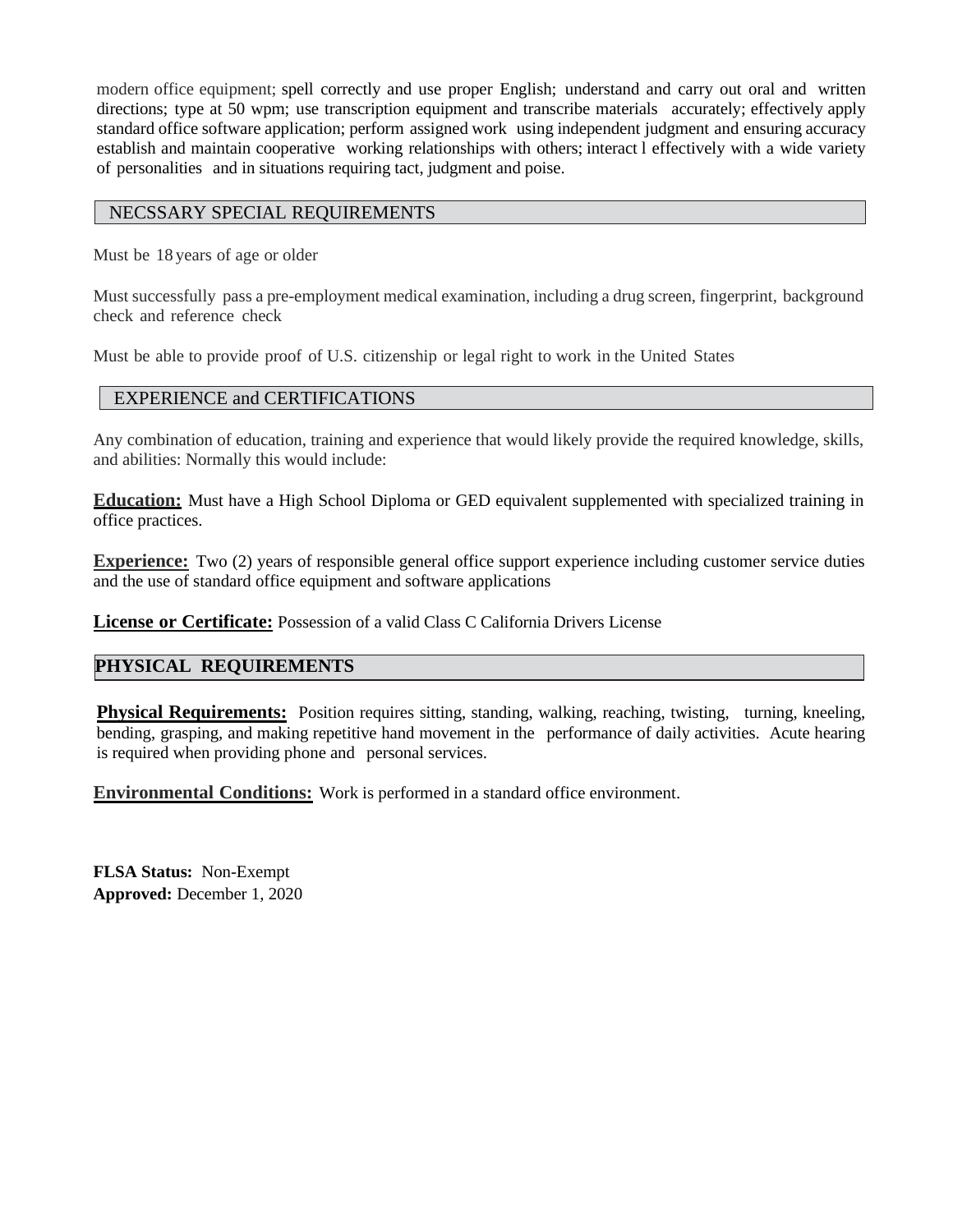modern office equipment; spell correctly and use proper English; understand and carry out oral and written directions; type at 50 wpm; use transcription equipment and transcribe materials accurately; effectively apply standard office software application; perform assigned work using independent judgment and ensuring accuracy establish and maintain cooperative working relationships with others; interact l effectively with a wide variety of personalities and in situations requiring tact, judgment and poise.

## NECSSARY SPECIAL REQUIREMENTS

Must be 18 years of age or older

Must successfully pass a pre-employment medical examination, including a drug screen, fingerprint, background check and reference check

Must be able to provide proof of U.S. citizenship or legal right to work in the United States

## EXPERIENCE and CERTIFICATIONS

Any combination of education, training and experience that would likely provide the required knowledge, skills, and abilities: Normally this would include:

**Education:** Must have a High School Diploma or GED equivalent supplemented with specialized training in office practices.

**Experience:** Two (2) years of responsible general office support experience including customer service duties and the use of standard office equipment and software applications

**License or Certificate:** Possession of a valid Class C California Drivers License

## PHYSICAL REQUIREMENTS

**Physical Requirements:** Position requires sitting, standing, walking, reaching, twisting, turning, kneeling, bending, grasping, and making repetitive hand movement in the performance of daily activities. Acute hearing is required when providing phone and personal services.

**Environmental Conditions:** Work is performed in a standard office environment.

**FLSA Status:** Non-Exempt
**Approved:** December 1, 2020